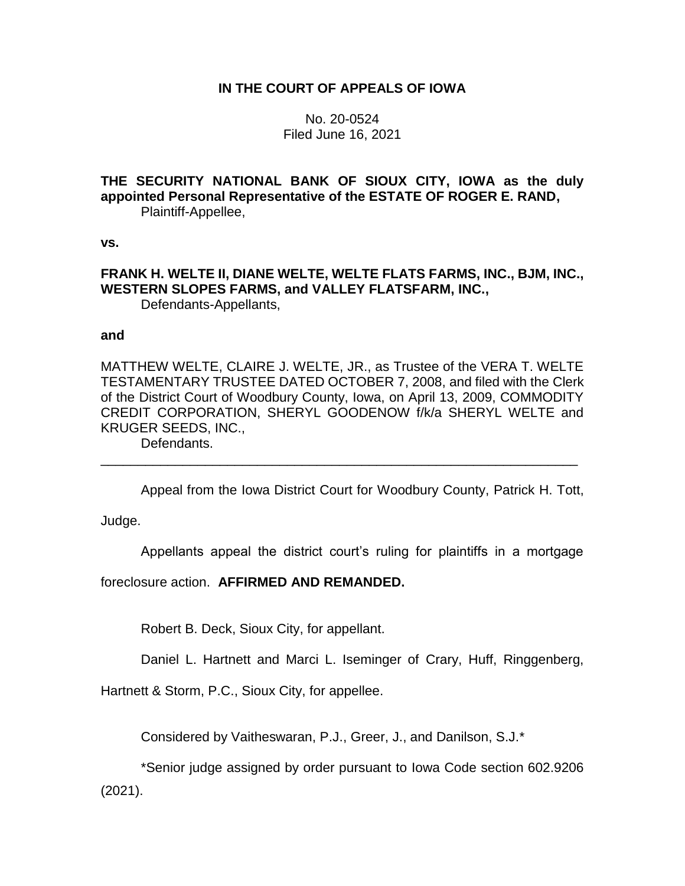# IN THE COURT OF APPEALS OF IOWA

No. 20-0524
Filed June 16, 2021

**THE SECURITY NATIONAL BANK OF SIOUX CITY, IOWA as the duly appointed Personal Representative of the ESTATE OF ROGER E. RAND,**
Plaintiff-Appellee,

**vs.**

**FRANK H. WELTE II, DIANE WELTE, WELTE FLATS FARMS, INC., BJM, INC., WESTERN SLOPES FARMS, and VALLEY FLATSFARM, INC.,**
Defendants-Appellants,

**and**

MATTHEW WELTE, CLAIRE J. WELTE, JR., as Trustee of the VERA T. WELTE TESTAMENTARY TRUSTEE DATED OCTOBER 7, 2008, and filed with the Clerk of the District Court of Woodbury County, Iowa, on April 13, 2009, COMMODITY CREDIT CORPORATION, SHERYL GOODENOW f/k/a SHERYL WELTE and KRUGER SEEDS, INC.,
Defendants.

---

Appeal from the Iowa District Court for Woodbury County, Patrick H. Tott, Judge.

Appellants appeal the district court's ruling for plaintiffs in a mortgage foreclosure action. **AFFIRMED AND REMANDED.**

Robert B. Deck, Sioux City, for appellant.

Daniel L. Hartnett and Marci L. Iseminger of Crary, Huff, Ringgenberg, Hartnett & Storm, P.C., Sioux City, for appellee.

Considered by Vaitheswaran, P.J., Greer, J., and Danilson, S.J.*

*Senior judge assigned by order pursuant to Iowa Code section 602.9206 (2021).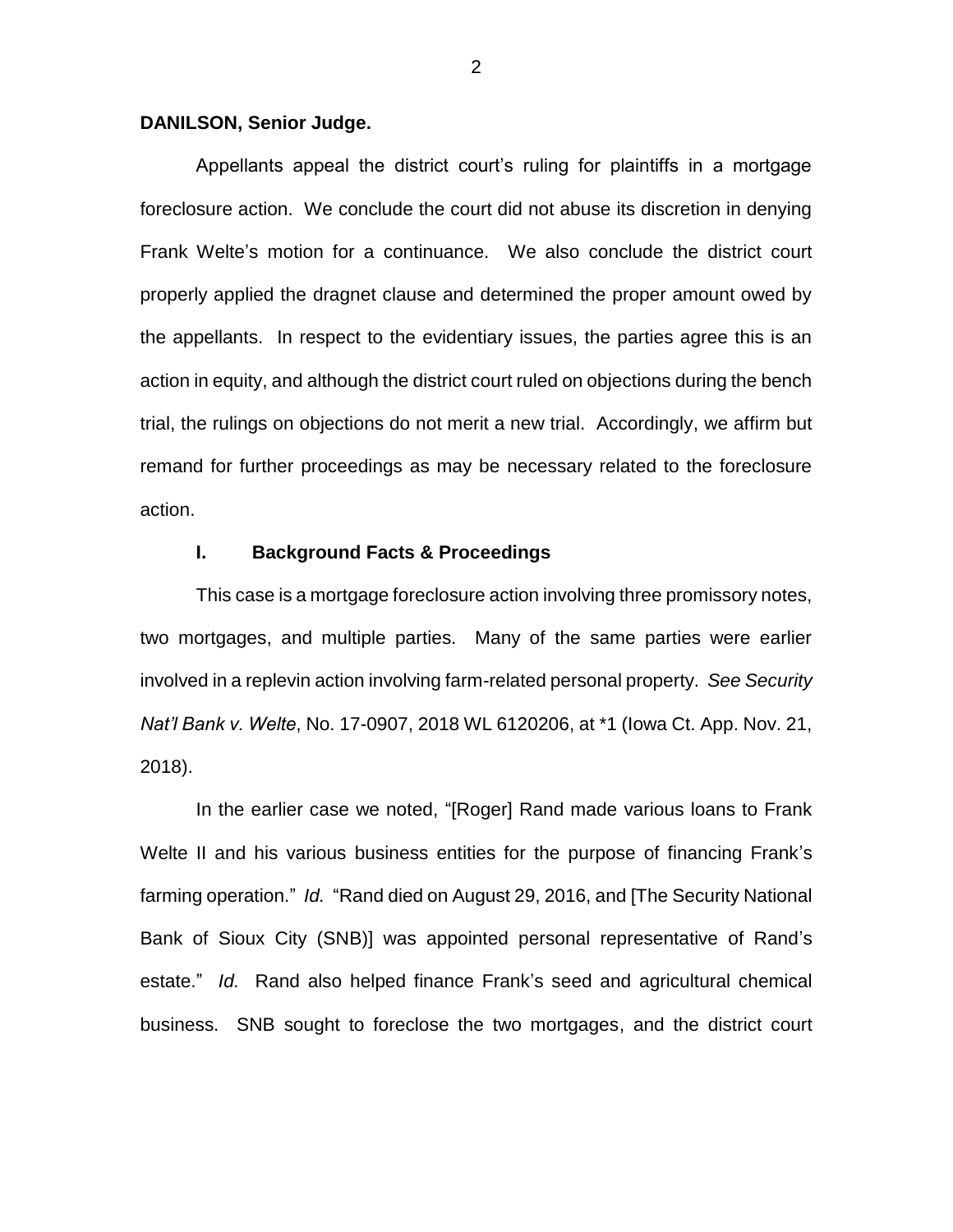**DANILSON, Senior Judge.**

Appellants appeal the district court's ruling for plaintiffs in a mortgage foreclosure action. We conclude the court did not abuse its discretion in denying Frank Welte's motion for a continuance. We also conclude the district court properly applied the dragnet clause and determined the proper amount owed by the appellants. In respect to the evidentiary issues, the parties agree this is an action in equity, and although the district court ruled on objections during the bench trial, the rulings on objections do not merit a new trial. Accordingly, we affirm but remand for further proceedings as may be necessary related to the foreclosure action.

## I. Background Facts & Proceedings

This case is a mortgage foreclosure action involving three promissory notes, two mortgages, and multiple parties. Many of the same parties were earlier involved in a replevin action involving farm-related personal property. *See Security Nat'l Bank v. Welte*, No. 17-0907, 2018 WL 6120206, at *1 (Iowa Ct. App. Nov. 21, 2018).

In the earlier case we noted, "[Roger] Rand made various loans to Frank Welte II and his various business entities for the purpose of financing Frank's farming operation." *Id.* "Rand died on August 29, 2016, and [The Security National Bank of Sioux City (SNB)] was appointed personal representative of Rand's estate." *Id.* Rand also helped finance Frank's seed and agricultural chemical business. SNB sought to foreclose the two mortgages, and the district court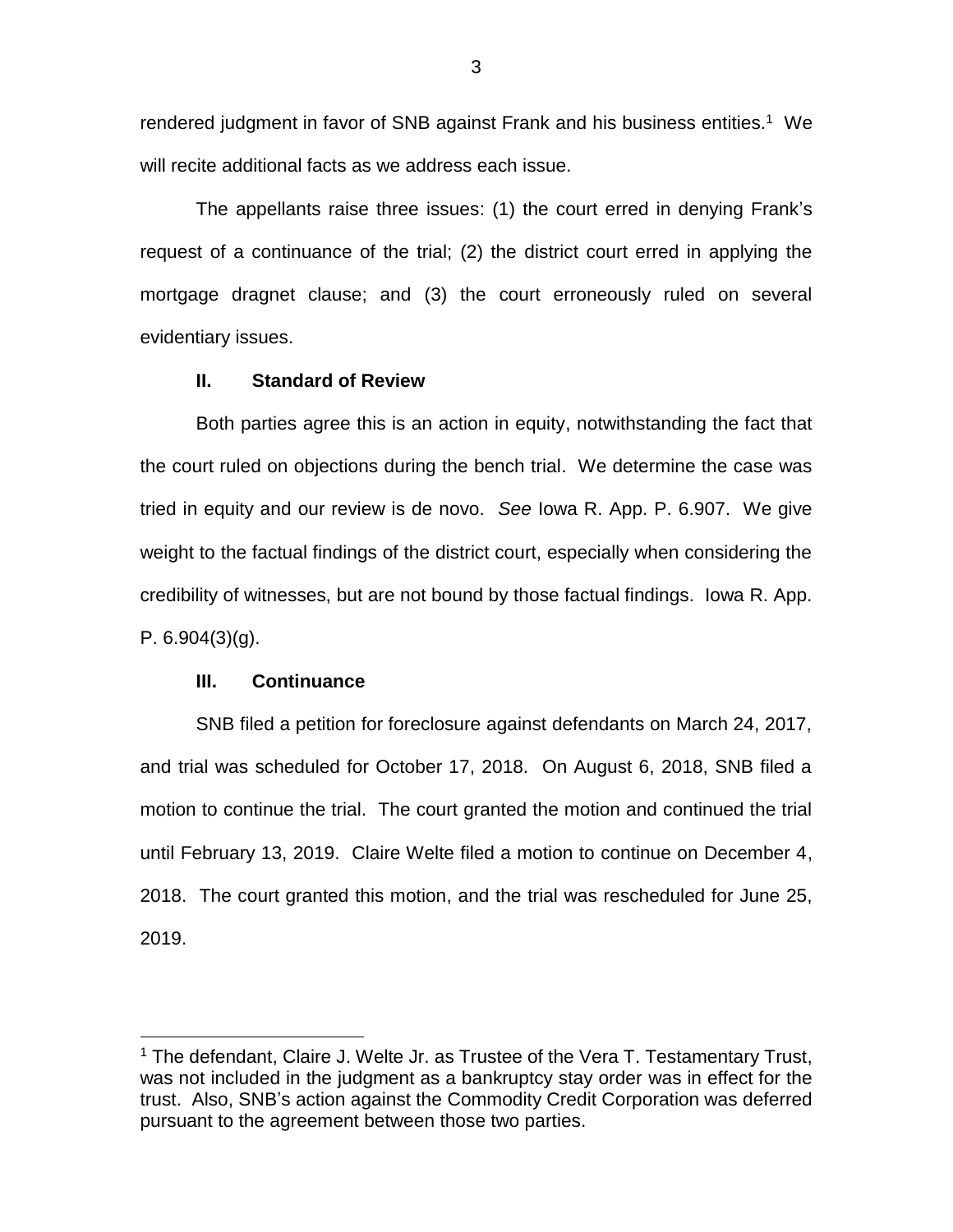rendered judgment in favor of SNB against Frank and his business entities.[1] We will recite additional facts as we address each issue.

The appellants raise three issues: (1) the court erred in denying Frank's request of a continuance of the trial; (2) the district court erred in applying the mortgage dragnet clause; and (3) the court erroneously ruled on several evidentiary issues.

## II. Standard of Review

Both parties agree this is an action in equity, notwithstanding the fact that the court ruled on objections during the bench trial. We determine the case was tried in equity and our review is de novo. *See* Iowa R. App. P. 6.907. We give weight to the factual findings of the district court, especially when considering the credibility of witnesses, but are not bound by those factual findings. Iowa R. App. P. 6.904(3)(g).

## III. Continuance

SNB filed a petition for foreclosure against defendants on March 24, 2017, and trial was scheduled for October 17, 2018. On August 6, 2018, SNB filed a motion to continue the trial. The court granted the motion and continued the trial until February 13, 2019. Claire Welte filed a motion to continue on December 4, 2018. The court granted this motion, and the trial was rescheduled for June 25, 2019.

---

[1] The defendant, Claire J. Welte Jr. as Trustee of the Vera T. Testamentary Trust, was not included in the judgment as a bankruptcy stay order was in effect for the trust. Also, SNB's action against the Commodity Credit Corporation was deferred pursuant to the agreement between those two parties.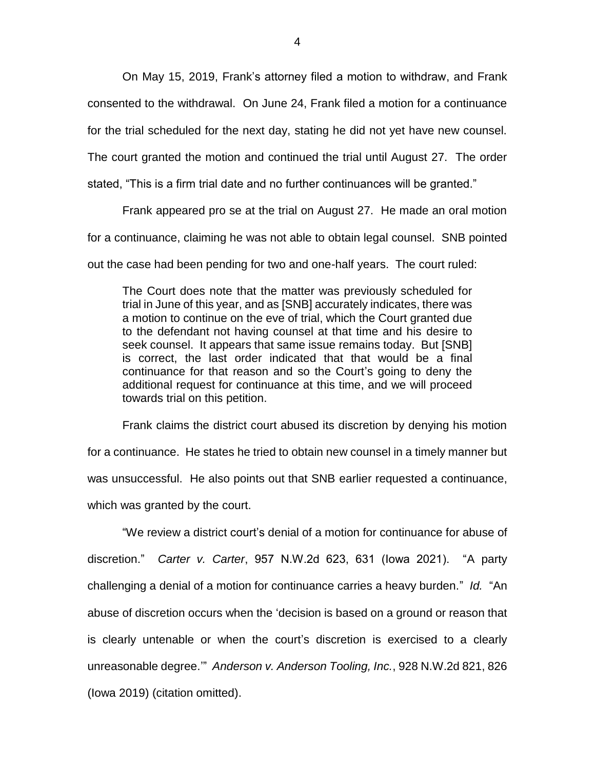On May 15, 2019, Frank's attorney filed a motion to withdraw, and Frank consented to the withdrawal. On June 24, Frank filed a motion for a continuance for the trial scheduled for the next day, stating he did not yet have new counsel. The court granted the motion and continued the trial until August 27. The order stated, "This is a firm trial date and no further continuances will be granted."

Frank appeared pro se at the trial on August 27. He made an oral motion for a continuance, claiming he was not able to obtain legal counsel. SNB pointed out the case had been pending for two and one-half years. The court ruled:

> The Court does note that the matter was previously scheduled for trial in June of this year, and as [SNB] accurately indicates, there was a motion to continue on the eve of trial, which the Court granted due to the defendant not having counsel at that time and his desire to seek counsel. It appears that same issue remains today. But [SNB] is correct, the last order indicated that that would be a final continuance for that reason and so the Court's going to deny the additional request for continuance at this time, and we will proceed towards trial on this petition.

Frank claims the district court abused its discretion by denying his motion for a continuance. He states he tried to obtain new counsel in a timely manner but was unsuccessful. He also points out that SNB earlier requested a continuance, which was granted by the court.

"We review a district court's denial of a motion for continuance for abuse of discretion." *Carter v. Carter*, 957 N.W.2d 623, 631 (Iowa 2021). "A party challenging a denial of a motion for continuance carries a heavy burden." *Id.* "An abuse of discretion occurs when the 'decision is based on a ground or reason that is clearly untenable or when the court's discretion is exercised to a clearly unreasonable degree.'" *Anderson v. Anderson Tooling, Inc.*, 928 N.W.2d 821, 826 (Iowa 2019) (citation omitted).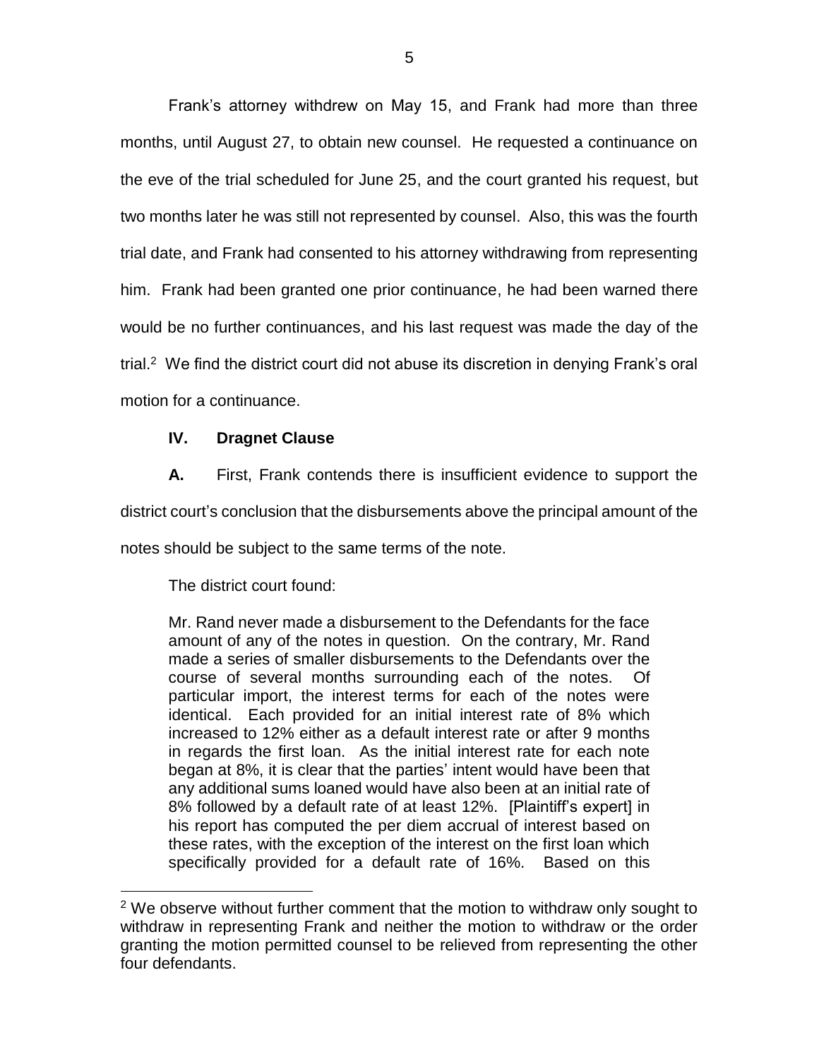Frank's attorney withdrew on May 15, and Frank had more than three months, until August 27, to obtain new counsel. He requested a continuance on the eve of the trial scheduled for June 25, and the court granted his request, but two months later he was still not represented by counsel. Also, this was the fourth trial date, and Frank had consented to his attorney withdrawing from representing him. Frank had been granted one prior continuance, he had been warned there would be no further continuances, and his last request was made the day of the trial.[2] We find the district court did not abuse its discretion in denying Frank's oral motion for a continuance.

## IV. Dragnet Clause

**A.** First, Frank contends there is insufficient evidence to support the district court's conclusion that the disbursements above the principal amount of the notes should be subject to the same terms of the note.

The district court found:

> Mr. Rand never made a disbursement to the Defendants for the face amount of any of the notes in question. On the contrary, Mr. Rand made a series of smaller disbursements to the Defendants over the course of several months surrounding each of the notes. Of particular import, the interest terms for each of the notes were identical. Each provided for an initial interest rate of 8% which increased to 12% either as a default interest rate or after 9 months in regards the first loan. As the initial interest rate for each note began at 8%, it is clear that the parties' intent would have been that any additional sums loaned would have also been at an initial rate of 8% followed by a default rate of at least 12%. [Plaintiff's expert] in his report has computed the per diem accrual of interest based on these rates, with the exception of the interest on the first loan which specifically provided for a default rate of 16%. Based on this

[2] We observe without further comment that the motion to withdraw only sought to withdraw in representing Frank and neither the motion to withdraw or the order granting the motion permitted counsel to be relieved from representing the other four defendants.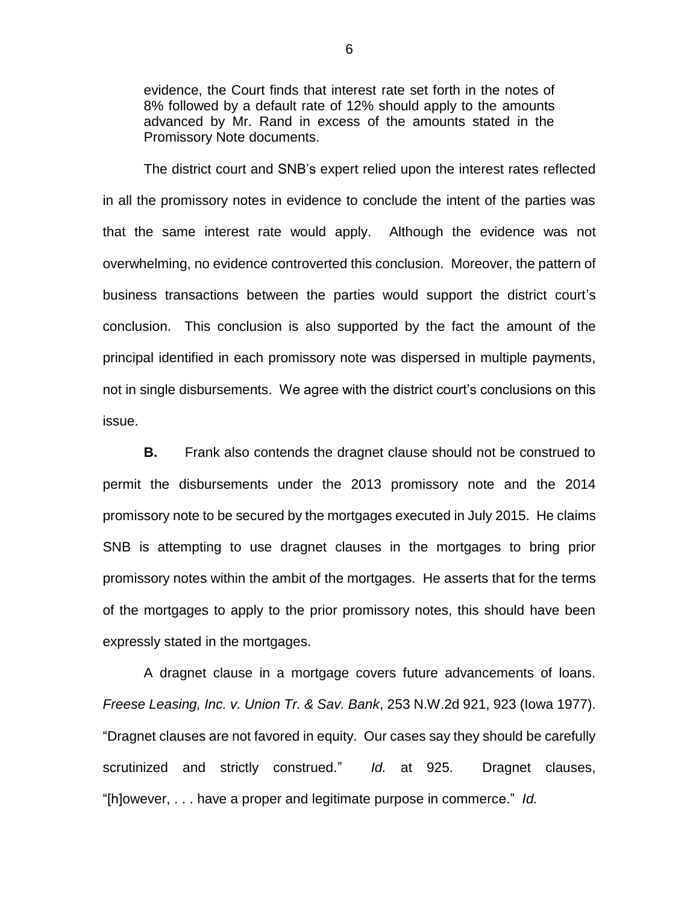> evidence, the Court finds that interest rate set forth in the notes of 8% followed by a default rate of 12% should apply to the amounts advanced by Mr. Rand in excess of the amounts stated in the Promissory Note documents.

The district court and SNB's expert relied upon the interest rates reflected in all the promissory notes in evidence to conclude the intent of the parties was that the same interest rate would apply. Although the evidence was not overwhelming, no evidence controverted this conclusion. Moreover, the pattern of business transactions between the parties would support the district court's conclusion. This conclusion is also supported by the fact the amount of the principal identified in each promissory note was dispersed in multiple payments, not in single disbursements. We agree with the district court's conclusions on this issue.

**B.** Frank also contends the dragnet clause should not be construed to permit the disbursements under the 2013 promissory note and the 2014 promissory note to be secured by the mortgages executed in July 2015. He claims SNB is attempting to use dragnet clauses in the mortgages to bring prior promissory notes within the ambit of the mortgages. He asserts that for the terms of the mortgages to apply to the prior promissory notes, this should have been expressly stated in the mortgages.

A dragnet clause in a mortgage covers future advancements of loans. *Freese Leasing, Inc. v. Union Tr. & Sav. Bank*, 253 N.W.2d 921, 923 (Iowa 1977). "Dragnet clauses are not favored in equity. Our cases say they should be carefully scrutinized and strictly construed." *Id.* at 925. Dragnet clauses, "[h]owever, . . . have a proper and legitimate purpose in commerce." *Id.*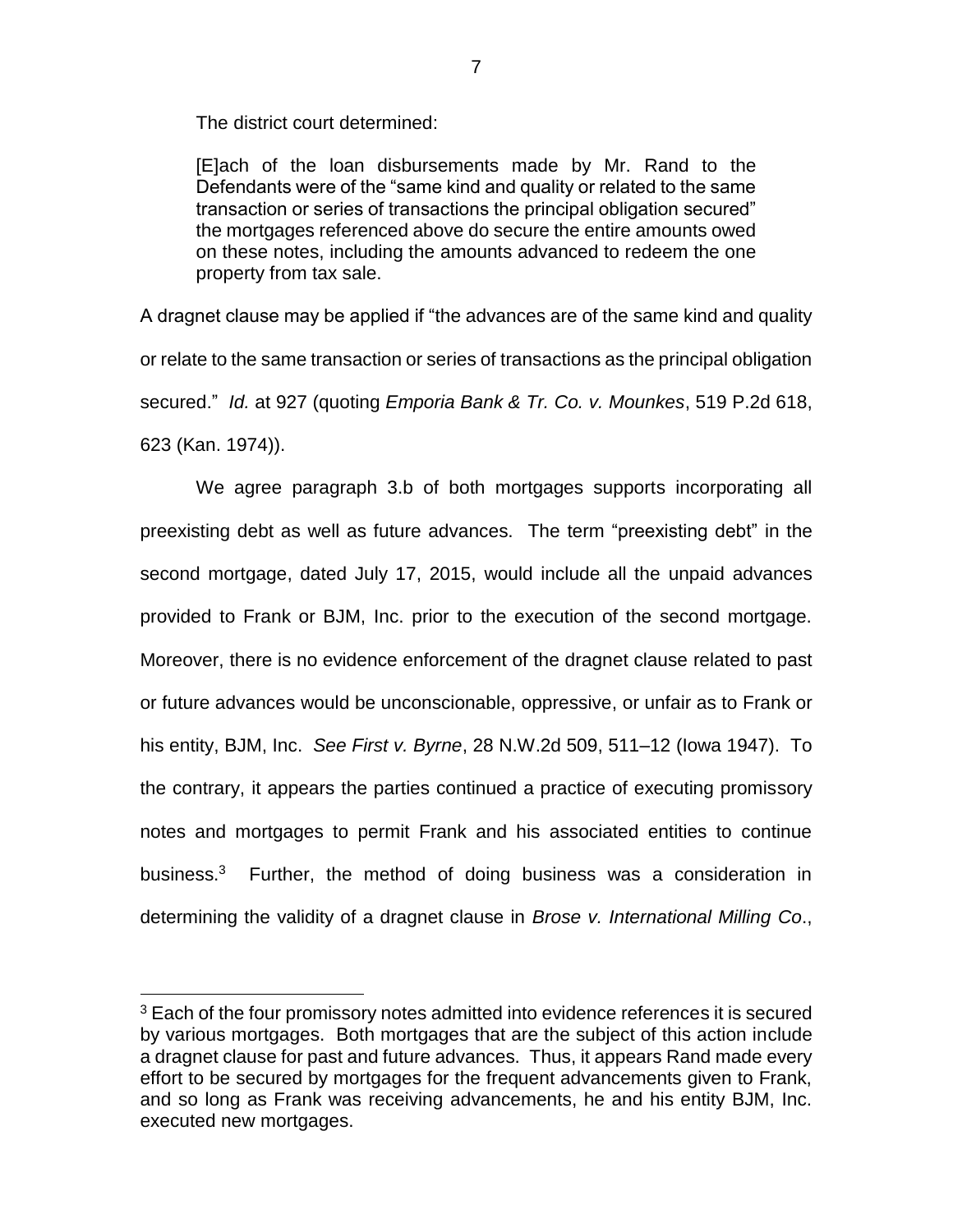The district court determined:

> [E]ach of the loan disbursements made by Mr. Rand to the Defendants were of the "same kind and quality or related to the same transaction or series of transactions the principal obligation secured" the mortgages referenced above do secure the entire amounts owed on these notes, including the amounts advanced to redeem the one property from tax sale.

A dragnet clause may be applied if "the advances are of the same kind and quality or relate to the same transaction or series of transactions as the principal obligation secured." *Id.* at 927 (quoting *Emporia Bank & Tr. Co. v. Mounkes*, 519 P.2d 618, 623 (Kan. 1974)).

We agree paragraph 3.b of both mortgages supports incorporating all preexisting debt as well as future advances. The term "preexisting debt" in the second mortgage, dated July 17, 2015, would include all the unpaid advances provided to Frank or BJM, Inc. prior to the execution of the second mortgage. Moreover, there is no evidence enforcement of the dragnet clause related to past or future advances would be unconscionable, oppressive, or unfair as to Frank or his entity, BJM, Inc. *See First v. Byrne*, 28 N.W.2d 509, 511–12 (Iowa 1947). To the contrary, it appears the parties continued a practice of executing promissory notes and mortgages to permit Frank and his associated entities to continue business.[3] Further, the method of doing business was a consideration in determining the validity of a dragnet clause in *Brose v. International Milling Co*.,

[3] Each of the four promissory notes admitted into evidence references it is secured by various mortgages. Both mortgages that are the subject of this action include a dragnet clause for past and future advances. Thus, it appears Rand made every effort to be secured by mortgages for the frequent advancements given to Frank, and so long as Frank was receiving advancements, he and his entity BJM, Inc. executed new mortgages.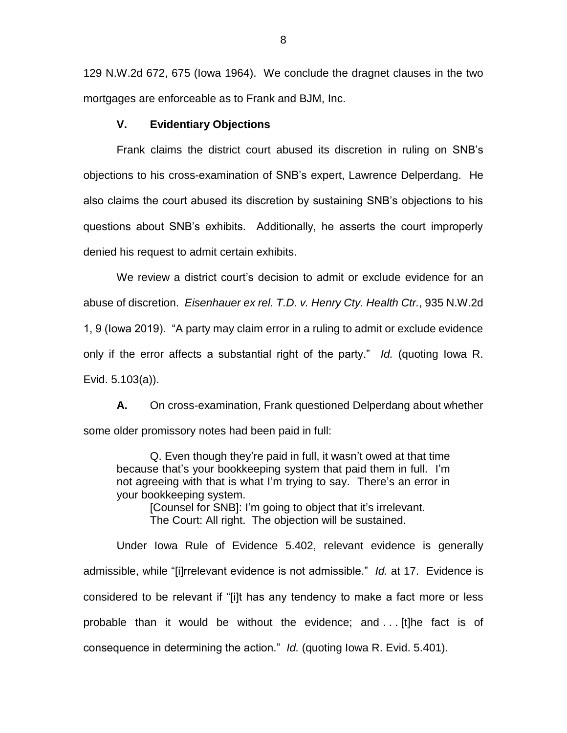129 N.W.2d 672, 675 (Iowa 1964). We conclude the dragnet clauses in the two mortgages are enforceable as to Frank and BJM, Inc.

## V. Evidentiary Objections

Frank claims the district court abused its discretion in ruling on SNB's objections to his cross-examination of SNB's expert, Lawrence Delperdang. He also claims the court abused its discretion by sustaining SNB's objections to his questions about SNB's exhibits. Additionally, he asserts the court improperly denied his request to admit certain exhibits.

We review a district court's decision to admit or exclude evidence for an abuse of discretion. *Eisenhauer ex rel. T.D. v. Henry Cty. Health Ctr.*, 935 N.W.2d 1, 9 (Iowa 2019). "A party may claim error in a ruling to admit or exclude evidence only if the error affects a substantial right of the party." *Id.* (quoting Iowa R. Evid. 5.103(a)).

**A.** On cross-examination, Frank questioned Delperdang about whether some older promissory notes had been paid in full:

> Q. Even though they're paid in full, it wasn't owed at that time because that's your bookkeeping system that paid them in full. I'm not agreeing with that is what I'm trying to say. There's an error in your bookkeeping system.
>
> [Counsel for SNB]: I'm going to object that it's irrelevant.
>
> The Court: All right. The objection will be sustained.

Under Iowa Rule of Evidence 5.402, relevant evidence is generally admissible, while "[i]rrelevant evidence is not admissible." *Id.* at 17. Evidence is considered to be relevant if "[i]t has any tendency to make a fact more or less probable than it would be without the evidence; and . . . [t]he fact is of consequence in determining the action." *Id.* (quoting Iowa R. Evid. 5.401).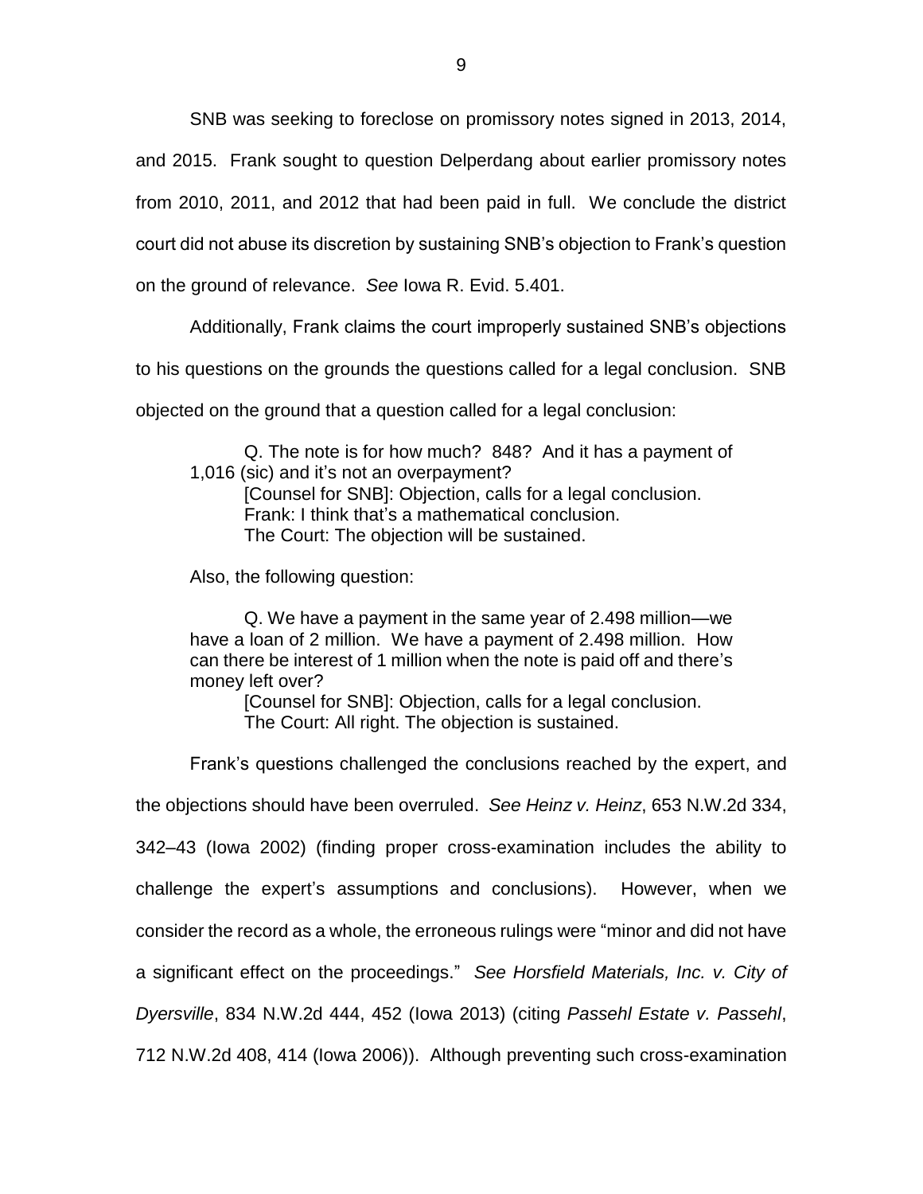SNB was seeking to foreclose on promissory notes signed in 2013, 2014, and 2015. Frank sought to question Delperdang about earlier promissory notes from 2010, 2011, and 2012 that had been paid in full. We conclude the district court did not abuse its discretion by sustaining SNB's objection to Frank's question on the ground of relevance. *See* Iowa R. Evid. 5.401.

Additionally, Frank claims the court improperly sustained SNB's objections to his questions on the grounds the questions called for a legal conclusion. SNB objected on the ground that a question called for a legal conclusion:

> Q. The note is for how much? 848? And it has a payment of 1,016 (sic) and it's not an overpayment?
>
> [Counsel for SNB]: Objection, calls for a legal conclusion.
>
> Frank: I think that's a mathematical conclusion.
>
> The Court: The objection will be sustained.

Also, the following question:

> Q. We have a payment in the same year of 2.498 million—we have a loan of 2 million. We have a payment of 2.498 million. How can there be interest of 1 million when the note is paid off and there's money left over?
>
> [Counsel for SNB]: Objection, calls for a legal conclusion.
>
> The Court: All right. The objection is sustained.

Frank's questions challenged the conclusions reached by the expert, and the objections should have been overruled. *See Heinz v. Heinz*, 653 N.W.2d 334, 342–43 (Iowa 2002) (finding proper cross-examination includes the ability to challenge the expert's assumptions and conclusions). However, when we consider the record as a whole, the erroneous rulings were "minor and did not have a significant effect on the proceedings." *See Horsfield Materials, Inc. v. City of Dyersville*, 834 N.W.2d 444, 452 (Iowa 2013) (citing *Passehl Estate v. Passehl*, 712 N.W.2d 408, 414 (Iowa 2006)). Although preventing such cross-examination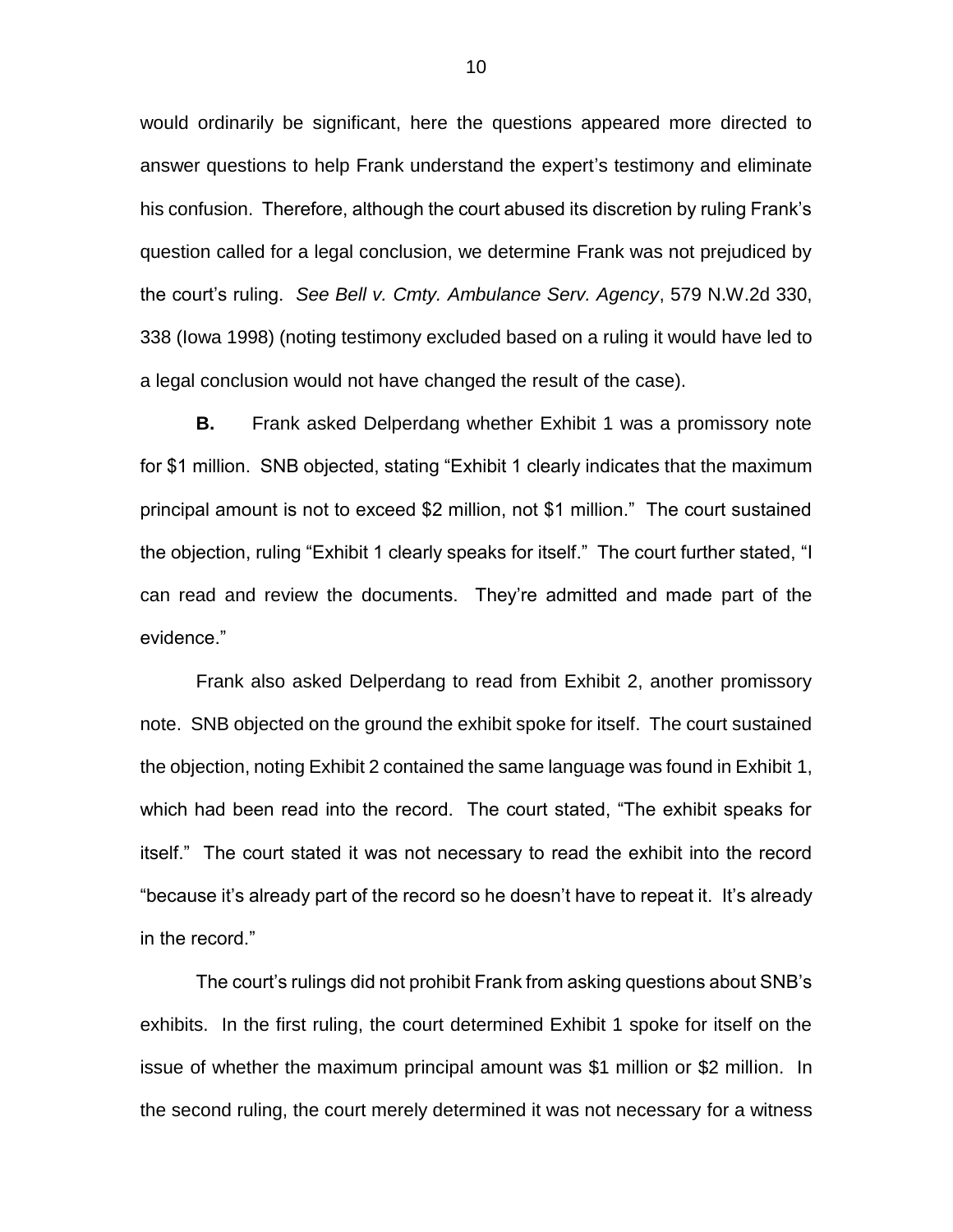would ordinarily be significant, here the questions appeared more directed to answer questions to help Frank understand the expert's testimony and eliminate his confusion. Therefore, although the court abused its discretion by ruling Frank's question called for a legal conclusion, we determine Frank was not prejudiced by the court's ruling. *See Bell v. Cmty. Ambulance Serv. Agency*, 579 N.W.2d 330, 338 (Iowa 1998) (noting testimony excluded based on a ruling it would have led to a legal conclusion would not have changed the result of the case).

**B.** Frank asked Delperdang whether Exhibit 1 was a promissory note for $1 million. SNB objected, stating "Exhibit 1 clearly indicates that the maximum principal amount is not to exceed $2 million, not $1 million." The court sustained the objection, ruling "Exhibit 1 clearly speaks for itself." The court further stated, "I can read and review the documents. They're admitted and made part of the evidence."

Frank also asked Delperdang to read from Exhibit 2, another promissory note. SNB objected on the ground the exhibit spoke for itself. The court sustained the objection, noting Exhibit 2 contained the same language was found in Exhibit 1, which had been read into the record. The court stated, "The exhibit speaks for itself." The court stated it was not necessary to read the exhibit into the record "because it's already part of the record so he doesn't have to repeat it. It's already in the record."

The court's rulings did not prohibit Frank from asking questions about SNB's exhibits. In the first ruling, the court determined Exhibit 1 spoke for itself on the issue of whether the maximum principal amount was $1 million or $2 million. In the second ruling, the court merely determined it was not necessary for a witness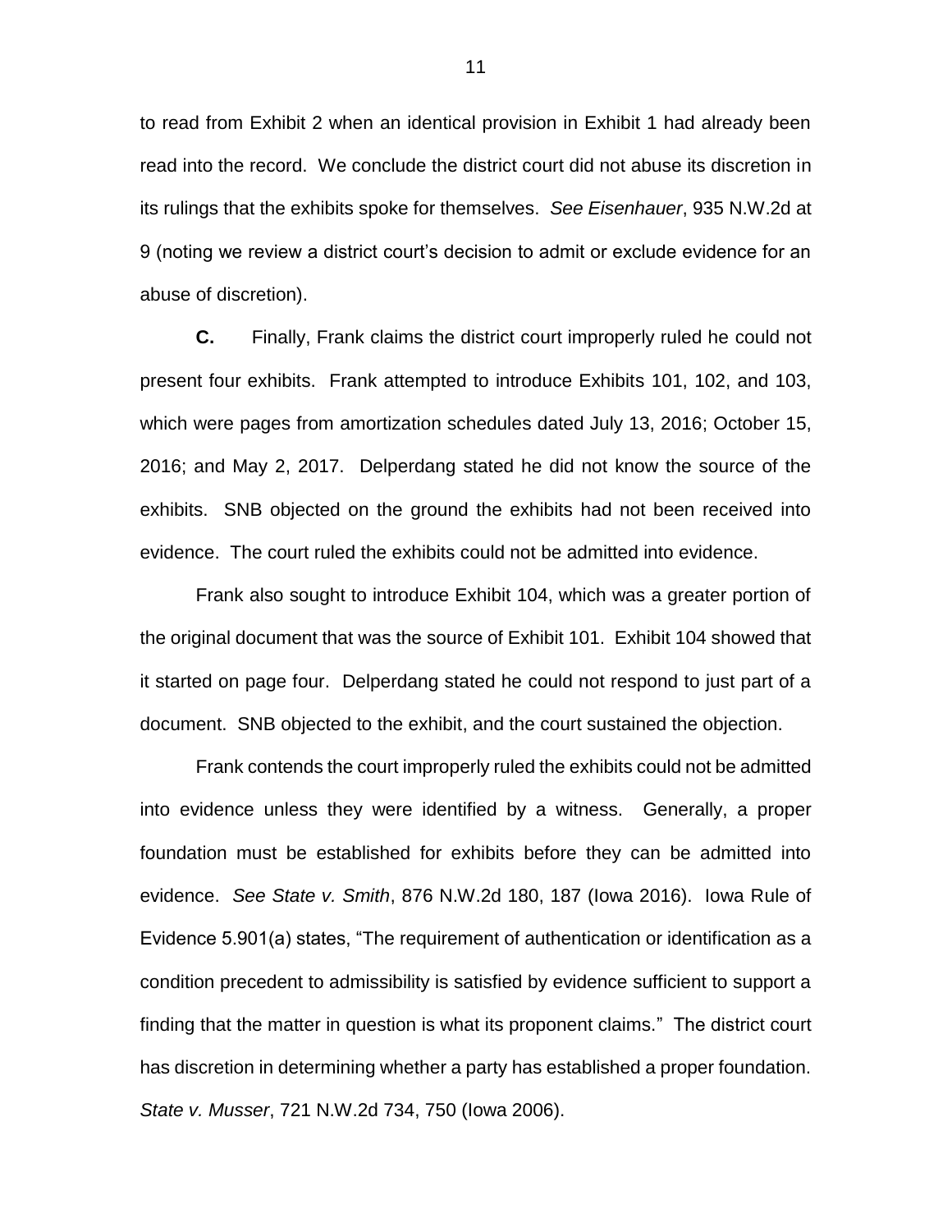to read from Exhibit 2 when an identical provision in Exhibit 1 had already been read into the record. We conclude the district court did not abuse its discretion in its rulings that the exhibits spoke for themselves. *See Eisenhauer*, 935 N.W.2d at 9 (noting we review a district court's decision to admit or exclude evidence for an abuse of discretion).

**C.** Finally, Frank claims the district court improperly ruled he could not present four exhibits. Frank attempted to introduce Exhibits 101, 102, and 103, which were pages from amortization schedules dated July 13, 2016; October 15, 2016; and May 2, 2017. Delperdang stated he did not know the source of the exhibits. SNB objected on the ground the exhibits had not been received into evidence. The court ruled the exhibits could not be admitted into evidence.

Frank also sought to introduce Exhibit 104, which was a greater portion of the original document that was the source of Exhibit 101. Exhibit 104 showed that it started on page four. Delperdang stated he could not respond to just part of a document. SNB objected to the exhibit, and the court sustained the objection.

Frank contends the court improperly ruled the exhibits could not be admitted into evidence unless they were identified by a witness. Generally, a proper foundation must be established for exhibits before they can be admitted into evidence. *See State v. Smith*, 876 N.W.2d 180, 187 (Iowa 2016). Iowa Rule of Evidence 5.901(a) states, "The requirement of authentication or identification as a condition precedent to admissibility is satisfied by evidence sufficient to support a finding that the matter in question is what its proponent claims." The district court has discretion in determining whether a party has established a proper foundation. *State v. Musser*, 721 N.W.2d 734, 750 (Iowa 2006).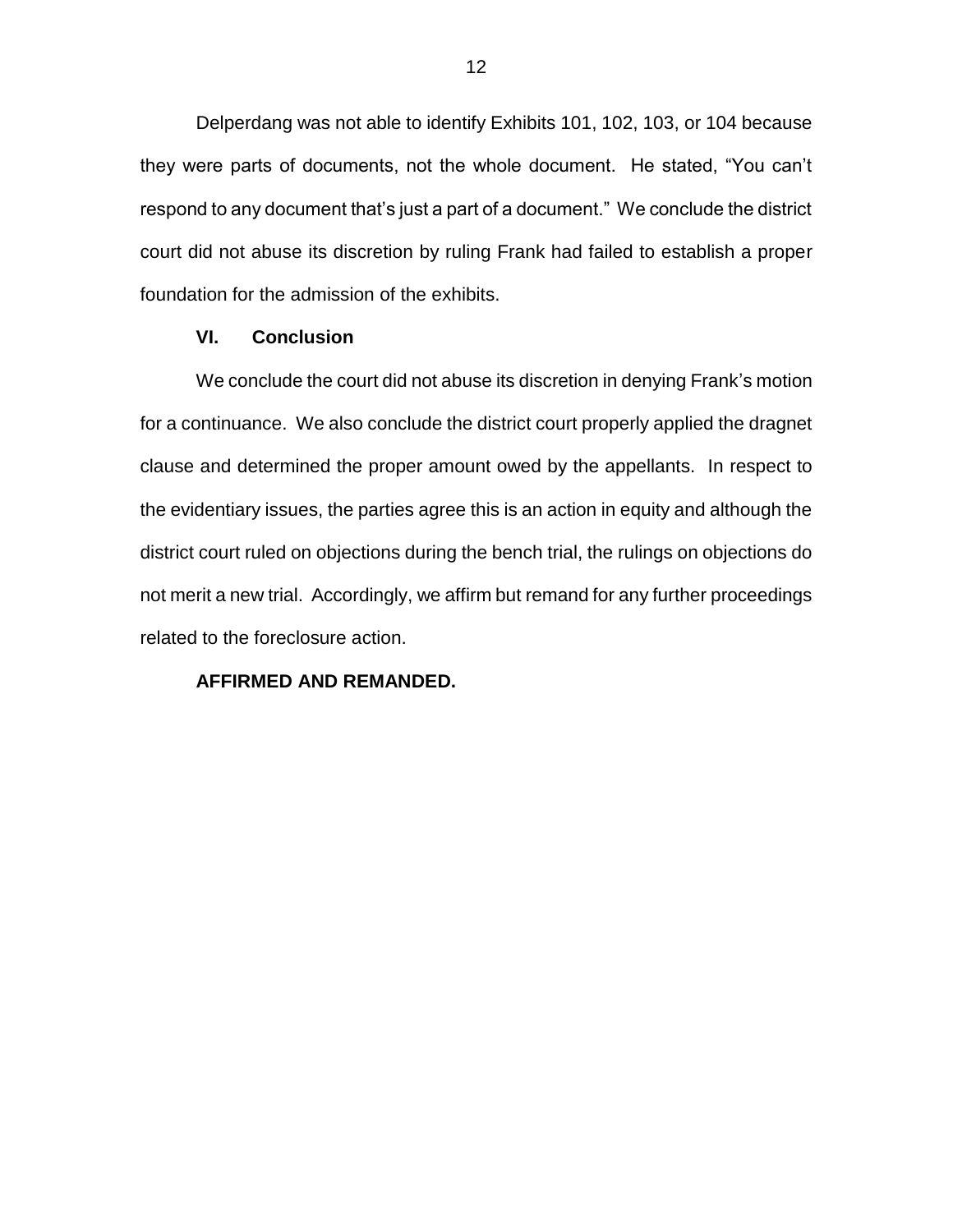Delperdang was not able to identify Exhibits 101, 102, 103, or 104 because they were parts of documents, not the whole document. He stated, "You can't respond to any document that's just a part of a document." We conclude the district court did not abuse its discretion by ruling Frank had failed to establish a proper foundation for the admission of the exhibits.

## VI. Conclusion

We conclude the court did not abuse its discretion in denying Frank's motion for a continuance. We also conclude the district court properly applied the dragnet clause and determined the proper amount owed by the appellants. In respect to the evidentiary issues, the parties agree this is an action in equity and although the district court ruled on objections during the bench trial, the rulings on objections do not merit a new trial. Accordingly, we affirm but remand for any further proceedings related to the foreclosure action.

**AFFIRMED AND REMANDED.**